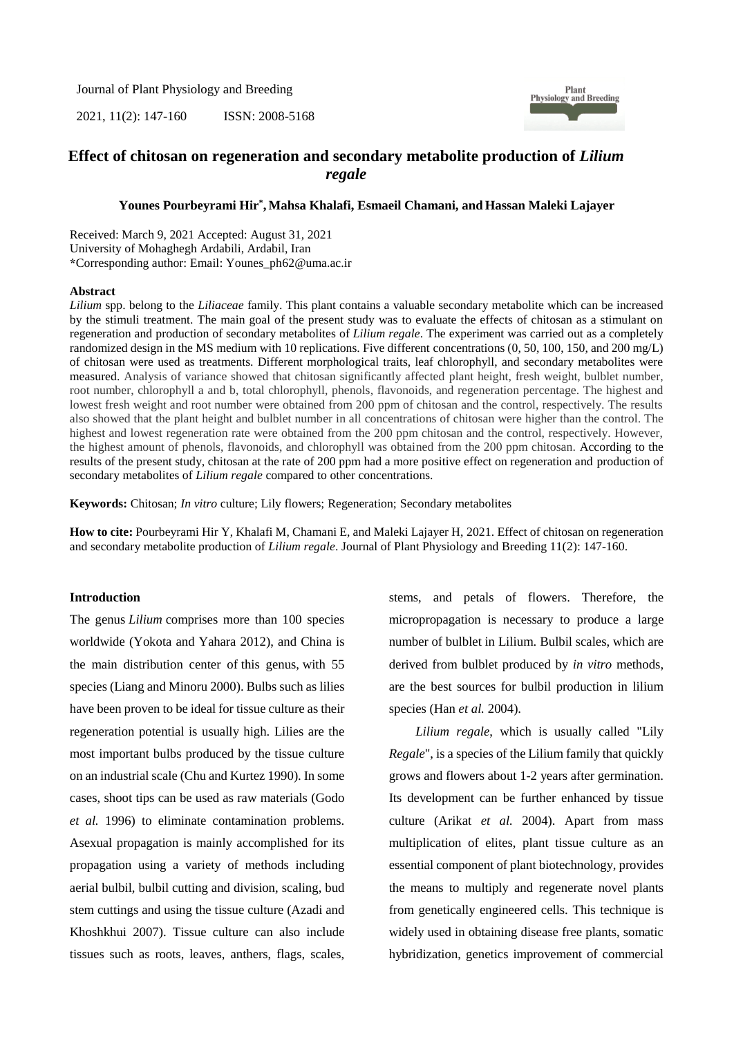# Effect of chitosan on regeneration and secondary metabolite production of *Lilium regale*

**Younes Pourbeyrami Hir*, Mahsa Khalafi, Esmaeil Chamani, and Hassan Maleki Lajayer**

Received: March 9, 2021 Accepted: August 31, 2021
University of Mohaghegh Ardabili, Ardabil, Iran
*Corresponding author: Email: Younes_ph62@uma.ac.ir

### Abstract

*Lilium* spp. belong to the *Liliaceae* family. This plant contains a valuable secondary metabolite which can be increased by the stimuli treatment. The main goal of the present study was to evaluate the effects of chitosan as a stimulant on regeneration and production of secondary metabolites of *Lilium regale*. The experiment was carried out as a completely randomized design in the MS medium with 10 replications. Five different concentrations (0, 50, 100, 150, and 200 mg/L) of chitosan were used as treatments. Different morphological traits, leaf chlorophyll, and secondary metabolites were measured. Analysis of variance showed that chitosan significantly affected plant height, fresh weight, bulblet number, root number, chlorophyll a and b, total chlorophyll, phenols, flavonoids, and regeneration percentage. The highest and lowest fresh weight and root number were obtained from 200 ppm of chitosan and the control, respectively. The results also showed that the plant height and bulblet number in all concentrations of chitosan were higher than the control. The highest and lowest regeneration rate were obtained from the 200 ppm chitosan and the control, respectively. However, the highest amount of phenols, flavonoids, and chlorophyll was obtained from the 200 ppm chitosan. According to the results of the present study, chitosan at the rate of 200 ppm had a more positive effect on regeneration and production of secondary metabolites of *Lilium regale* compared to other concentrations.

**Keywords:** Chitosan; *In vitro* culture; Lily flowers; Regeneration; Secondary metabolites

**How to cite:** Pourbeyrami Hir Y, Khalafi M, Chamani E, and Maleki Lajayer H, 2021. Effect of chitosan on regeneration and secondary metabolite production of *Lilium regale*. Journal of Plant Physiology and Breeding 11(2): 147-160.

### Introduction

The genus *Lilium* comprises more than 100 species worldwide (Yokota and Yahara 2012), and China is the main distribution center of this genus, with 55 species (Liang and Minoru 2000). Bulbs such as lilies have been proven to be ideal for tissue culture as their regeneration potential is usually high. Lilies are the most important bulbs produced by the tissue culture on an industrial scale (Chu and Kurtez 1990). In some cases, shoot tips can be used as raw materials (Godo *et al.* 1996) to eliminate contamination problems. Asexual propagation is mainly accomplished for its propagation using a variety of methods including aerial bulbil, bulbil cutting and division, scaling, bud stem cuttings and using the tissue culture (Azadi and Khoshkhui 2007). Tissue culture can also include tissues such as roots, leaves, anthers, flags, scales, stems, and petals of flowers. Therefore, the micropropagation is necessary to produce a large number of bulblet in Lilium. Bulbil scales, which are derived from bulblet produced by *in vitro* methods, are the best sources for bulbil production in lilium species (Han *et al.* 2004).

*Lilium regale*, which is usually called "Lily *Regale*", is a species of the Lilium family that quickly grows and flowers about 1-2 years after germination. Its development can be further enhanced by tissue culture (Arikat *et al.* 2004). Apart from mass multiplication of elites, plant tissue culture as an essential component of plant biotechnology, provides the means to multiply and regenerate novel plants from genetically engineered cells. This technique is widely used in obtaining disease free plants, somatic hybridization, genetics improvement of commercial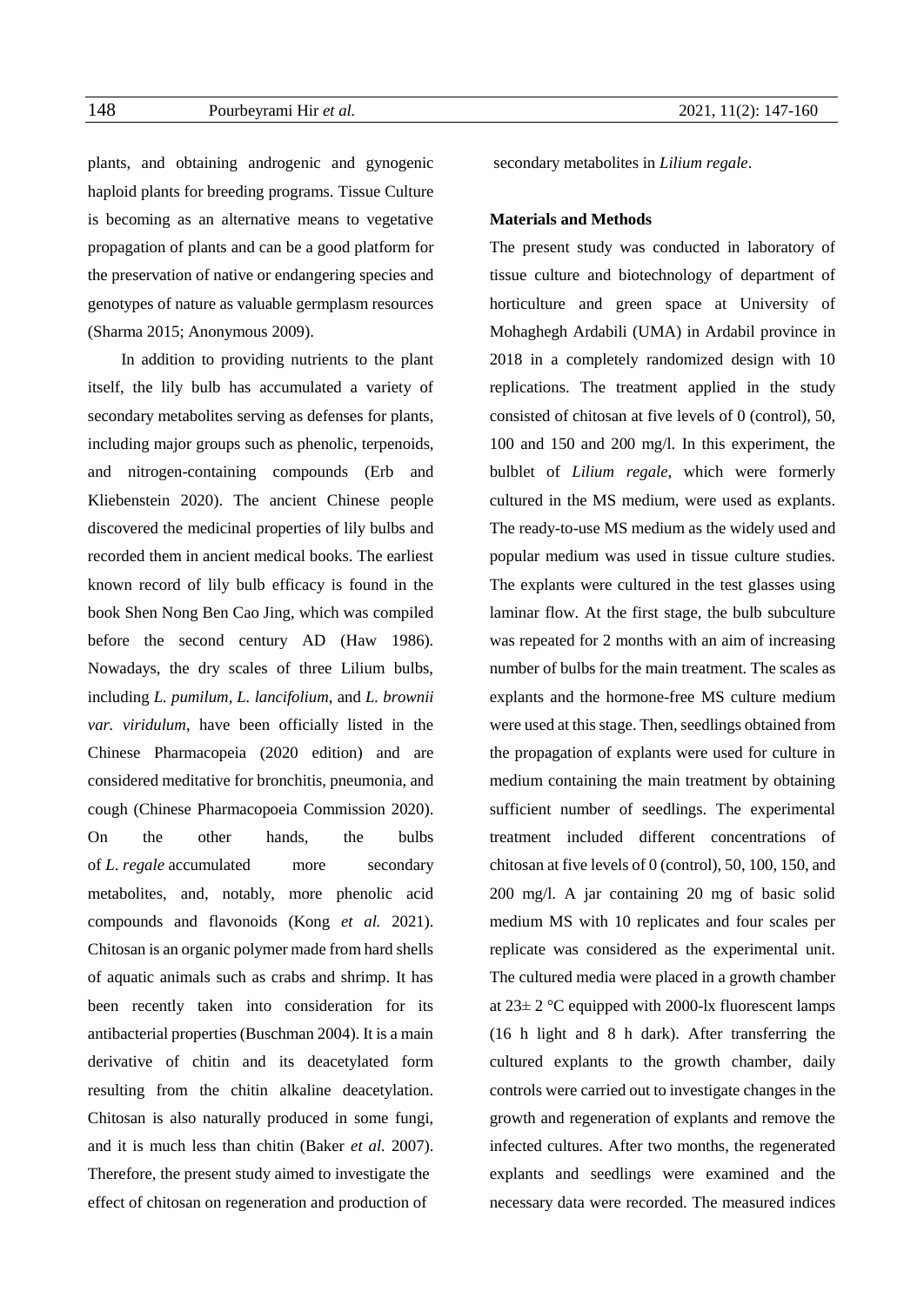plants, and obtaining androgenic and gynogenic haploid plants for breeding programs. Tissue Culture is becoming as an alternative means to vegetative propagation of plants and can be a good platform for the preservation of native or endangering species and genotypes of nature as valuable germplasm resources (Sharma 2015; Anonymous 2009).

In addition to providing nutrients to the plant itself, the lily bulb has accumulated a variety of secondary metabolites serving as defenses for plants, including major groups such as phenolic, terpenoids, and nitrogen-containing compounds (Erb and Kliebenstein 2020). The ancient Chinese people discovered the medicinal properties of lily bulbs and recorded them in ancient medical books. The earliest known record of lily bulb efficacy is found in the book Shen Nong Ben Cao Jing, which was compiled before the second century AD (Haw 1986). Nowadays, the dry scales of three Lilium bulbs, including *L. pumilum*, *L. lancifolium*, and *L. brownii var. viridulum*, have been officially listed in the Chinese Pharmacopeia (2020 edition) and are considered meditative for bronchitis, pneumonia, and cough (Chinese Pharmacopoeia Commission 2020). On the other hands, the bulbs of *L. regale* accumulated more secondary metabolites, and, notably, more phenolic acid compounds and flavonoids (Kong *et al.* 2021). Chitosan is an organic polymer made from hard shells of aquatic animals such as crabs and shrimp. It has been recently taken into consideration for its antibacterial properties (Buschman 2004). It is a main derivative of chitin and its deacetylated form resulting from the chitin alkaline deacetylation. Chitosan is also naturally produced in some fungi, and it is much less than chitin (Baker *et al.* 2007). Therefore, the present study aimed to investigate the effect of chitosan on regeneration and production of secondary metabolites in *Lilium regale*.

## Materials and Methods

The present study was conducted in laboratory of tissue culture and biotechnology of department of horticulture and green space at University of Mohaghegh Ardabili (UMA) in Ardabil province in 2018 in a completely randomized design with 10 replications. The treatment applied in the study consisted of chitosan at five levels of 0 (control), 50, 100 and 150 and 200 mg/l. In this experiment, the bulblet of *Lilium regale*, which were formerly cultured in the MS medium, were used as explants. The ready-to-use MS medium as the widely used and popular medium was used in tissue culture studies. The explants were cultured in the test glasses using laminar flow. At the first stage, the bulb subculture was repeated for 2 months with an aim of increasing number of bulbs for the main treatment. The scales as explants and the hormone-free MS culture medium were used at this stage. Then, seedlings obtained from the propagation of explants were used for culture in medium containing the main treatment by obtaining sufficient number of seedlings. The experimental treatment included different concentrations of chitosan at five levels of 0 (control), 50, 100, 150, and 200 mg/l. A jar containing 20 mg of basic solid medium MS with 10 replicates and four scales per replicate was considered as the experimental unit. The cultured media were placed in a growth chamber at 23± 2 °C equipped with 2000-lx fluorescent lamps (16 h light and 8 h dark). After transferring the cultured explants to the growth chamber, daily controls were carried out to investigate changes in the growth and regeneration of explants and remove the infected cultures. After two months, the regenerated explants and seedlings were examined and the necessary data were recorded. The measured indices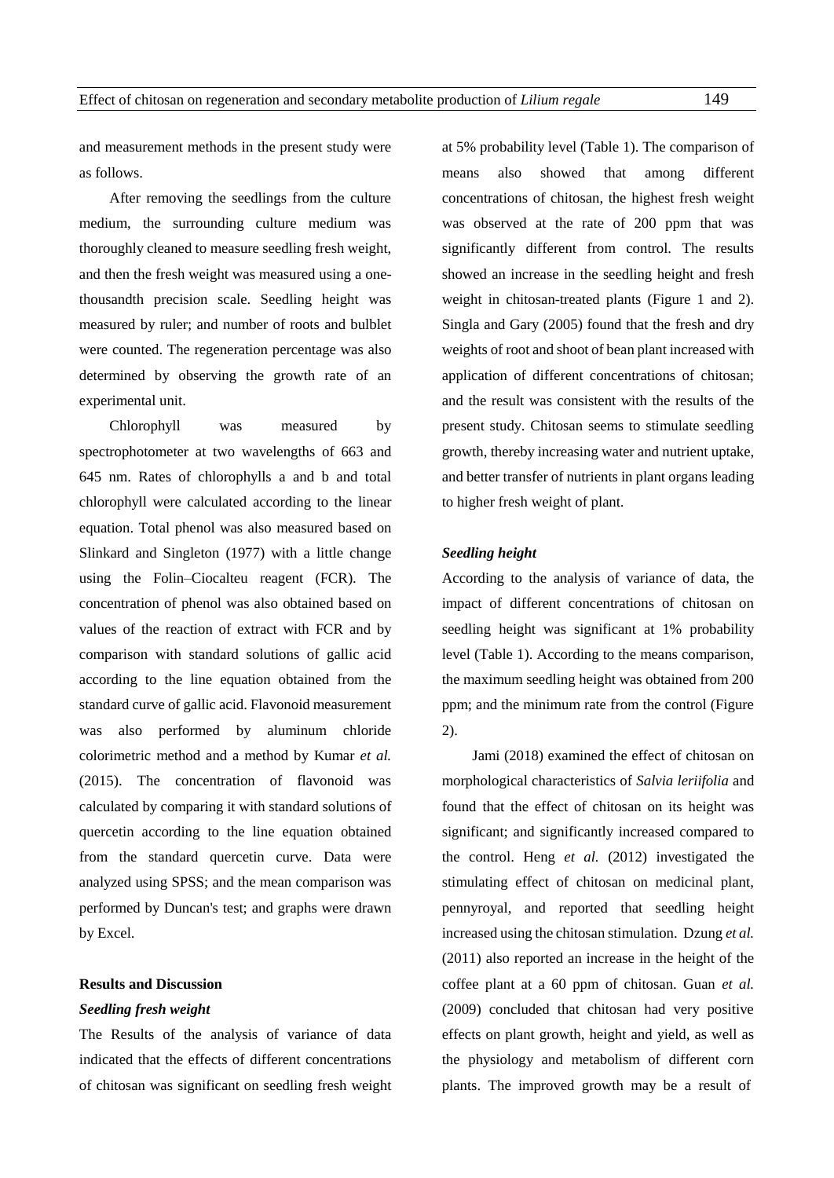and measurement methods in the present study were as follows.

After removing the seedlings from the culture medium, the surrounding culture medium was thoroughly cleaned to measure seedling fresh weight, and then the fresh weight was measured using a one-thousandth precision scale. Seedling height was measured by ruler; and number of roots and bulblet were counted. The regeneration percentage was also determined by observing the growth rate of an experimental unit.

Chlorophyll was measured by spectrophotometer at two wavelengths of 663 and 645 nm. Rates of chlorophylls a and b and total chlorophyll were calculated according to the linear equation. Total phenol was also measured based on Slinkard and Singleton (1977) with a little change using the Folin–Ciocalteu reagent (FCR). The concentration of phenol was also obtained based on values of the reaction of extract with FCR and by comparison with standard solutions of gallic acid according to the line equation obtained from the standard curve of gallic acid. Flavonoid measurement was also performed by aluminum chloride colorimetric method and a method by Kumar *et al.* (2015). The concentration of flavonoid was calculated by comparing it with standard solutions of quercetin according to the line equation obtained from the standard quercetin curve. Data were analyzed using SPSS; and the mean comparison was performed by Duncan's test; and graphs were drawn by Excel.

## Results and Discussion

### *Seedling fresh weight*

The Results of the analysis of variance of data indicated that the effects of different concentrations of chitosan was significant on seedling fresh weight at 5% probability level (Table 1). The comparison of means also showed that among different concentrations of chitosan, the highest fresh weight was observed at the rate of 200 ppm that was significantly different from control. The results showed an increase in the seedling height and fresh weight in chitosan-treated plants (Figure 1 and 2). Singla and Gary (2005) found that the fresh and dry weights of root and shoot of bean plant increased with application of different concentrations of chitosan; and the result was consistent with the results of the present study. Chitosan seems to stimulate seedling growth, thereby increasing water and nutrient uptake, and better transfer of nutrients in plant organs leading to higher fresh weight of plant.

### *Seedling height*

According to the analysis of variance of data, the impact of different concentrations of chitosan on seedling height was significant at 1% probability level (Table 1). According to the means comparison, the maximum seedling height was obtained from 200 ppm; and the minimum rate from the control (Figure 2).

Jami (2018) examined the effect of chitosan on morphological characteristics of *Salvia leriifolia* and found that the effect of chitosan on its height was significant; and significantly increased compared to the control. Heng *et al.* (2012) investigated the stimulating effect of chitosan on medicinal plant, pennyroyal, and reported that seedling height increased using the chitosan stimulation. Dzung *et al.* (2011) also reported an increase in the height of the coffee plant at a 60 ppm of chitosan. Guan *et al.* (2009) concluded that chitosan had very positive effects on plant growth, height and yield, as well as the physiology and metabolism of different corn plants. The improved growth may be a result of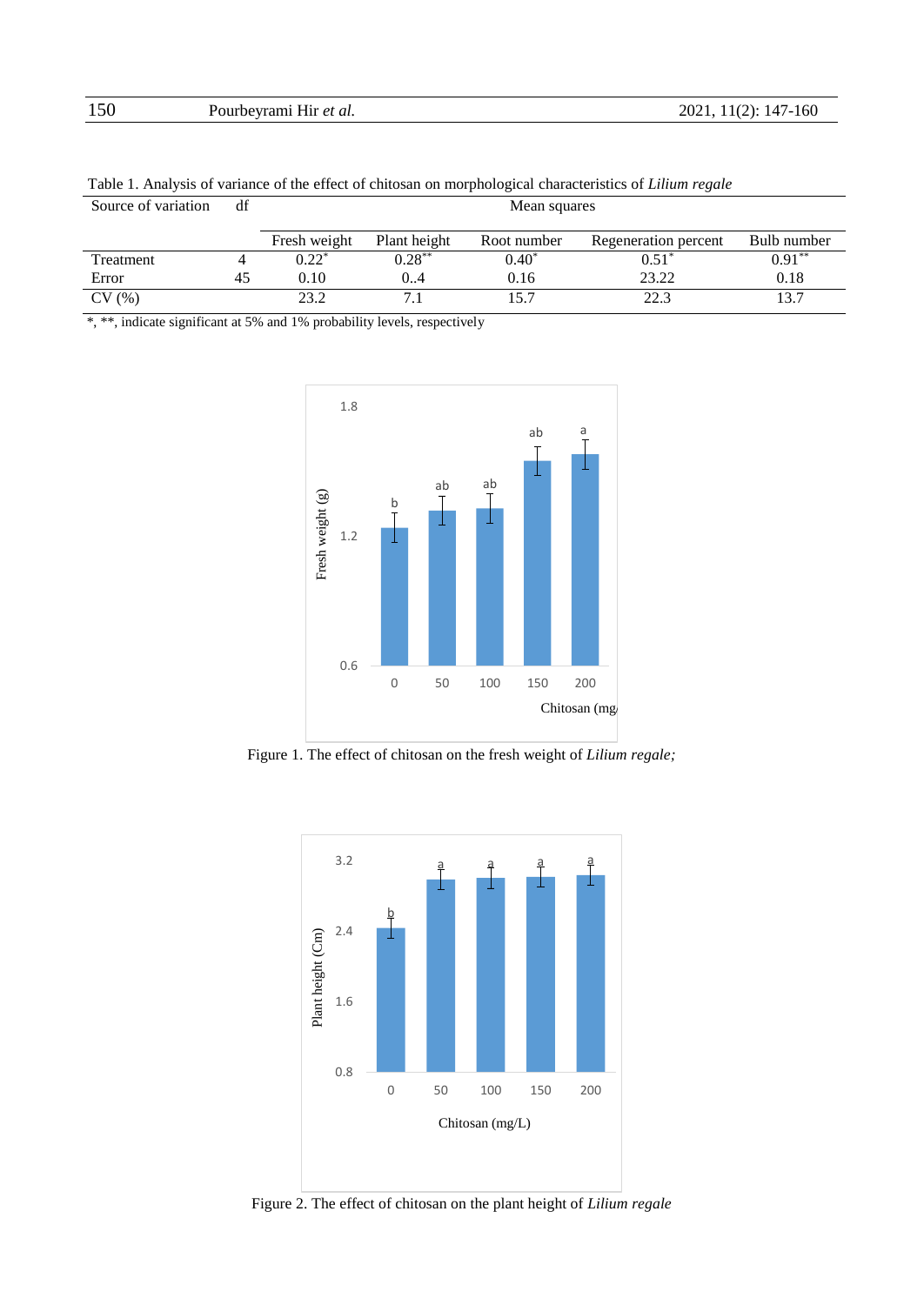Table 1. Analysis of variance of the effect of chitosan on morphological characteristics of *Lilium regale*

| Source of variation | df | Mean squares | | | | |
|---|---|---|---|---|---|---|
| | | Fresh weight | Plant height | Root number | Regeneration percent | Bulb number |
| Treatment | 4 | 0.22* | 0.28** | 0.40* | 0.51* | 0.91** |
| Error | 45 | 0.10 | 0..4 | 0.16 | 23.22 | 0.18 |
| CV (%) | | 23.2 | 7.1 | 15.7 | 22.3 | 13.7 |

*, **, indicate significant at 5% and 1% probability levels, respectively

Figure 1. The effect of chitosan on the fresh weight of *Lilium regale;*

Figure 2. The effect of chitosan on the plant height of *Lilium regale*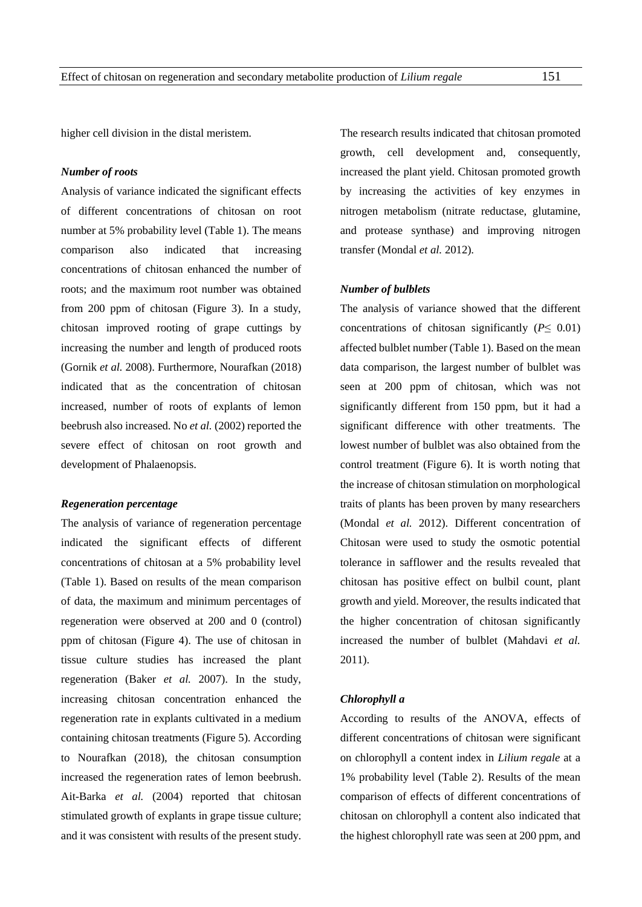higher cell division in the distal meristem.

### *Number of roots*

Analysis of variance indicated the significant effects of different concentrations of chitosan on root number at 5% probability level (Table 1). The means comparison also indicated that increasing concentrations of chitosan enhanced the number of roots; and the maximum root number was obtained from 200 ppm of chitosan (Figure 3). In a study, chitosan improved rooting of grape cuttings by increasing the number and length of produced roots (Gornik *et al.* 2008). Furthermore, Nourafkan (2018) indicated that as the concentration of chitosan increased, number of roots of explants of lemon beebrush also increased. No *et al.* (2002) reported the severe effect of chitosan on root growth and development of Phalaenopsis.

### *Regeneration percentage*

The analysis of variance of regeneration percentage indicated the significant effects of different concentrations of chitosan at a 5% probability level (Table 1). Based on results of the mean comparison of data, the maximum and minimum percentages of regeneration were observed at 200 and 0 (control) ppm of chitosan (Figure 4). The use of chitosan in tissue culture studies has increased the plant regeneration (Baker *et al.* 2007). In the study, increasing chitosan concentration enhanced the regeneration rate in explants cultivated in a medium containing chitosan treatments (Figure 5). According to Nourafkan (2018), the chitosan consumption increased the regeneration rates of lemon beebrush. Ait-Barka *et al.* (2004) reported that chitosan stimulated growth of explants in grape tissue culture; and it was consistent with results of the present study.

The research results indicated that chitosan promoted growth, cell development and, consequently, increased the plant yield. Chitosan promoted growth by increasing the activities of key enzymes in nitrogen metabolism (nitrate reductase, glutamine, and protease synthase) and improving nitrogen transfer (Mondal *et al.* 2012).

### *Number of bulblets*

The analysis of variance showed that the different concentrations of chitosan significantly ($P \leq 0.01$) affected bulblet number (Table 1). Based on the mean data comparison, the largest number of bulblet was seen at 200 ppm of chitosan, which was not significantly different from 150 ppm, but it had a significant difference with other treatments. The lowest number of bulblet was also obtained from the control treatment (Figure 6). It is worth noting that the increase of chitosan stimulation on morphological traits of plants has been proven by many researchers (Mondal *et al.* 2012). Different concentration of Chitosan were used to study the osmotic potential tolerance in safflower and the results revealed that chitosan has positive effect on bulbil count, plant growth and yield. Moreover, the results indicated that the higher concentration of chitosan significantly increased the number of bulblet (Mahdavi *et al.* 2011).

### *Chlorophyll a*

According to results of the ANOVA, effects of different concentrations of chitosan were significant on chlorophyll a content index in *Lilium regale* at a 1% probability level (Table 2). Results of the mean comparison of effects of different concentrations of chitosan on chlorophyll a content also indicated that the highest chlorophyll rate was seen at 200 ppm, and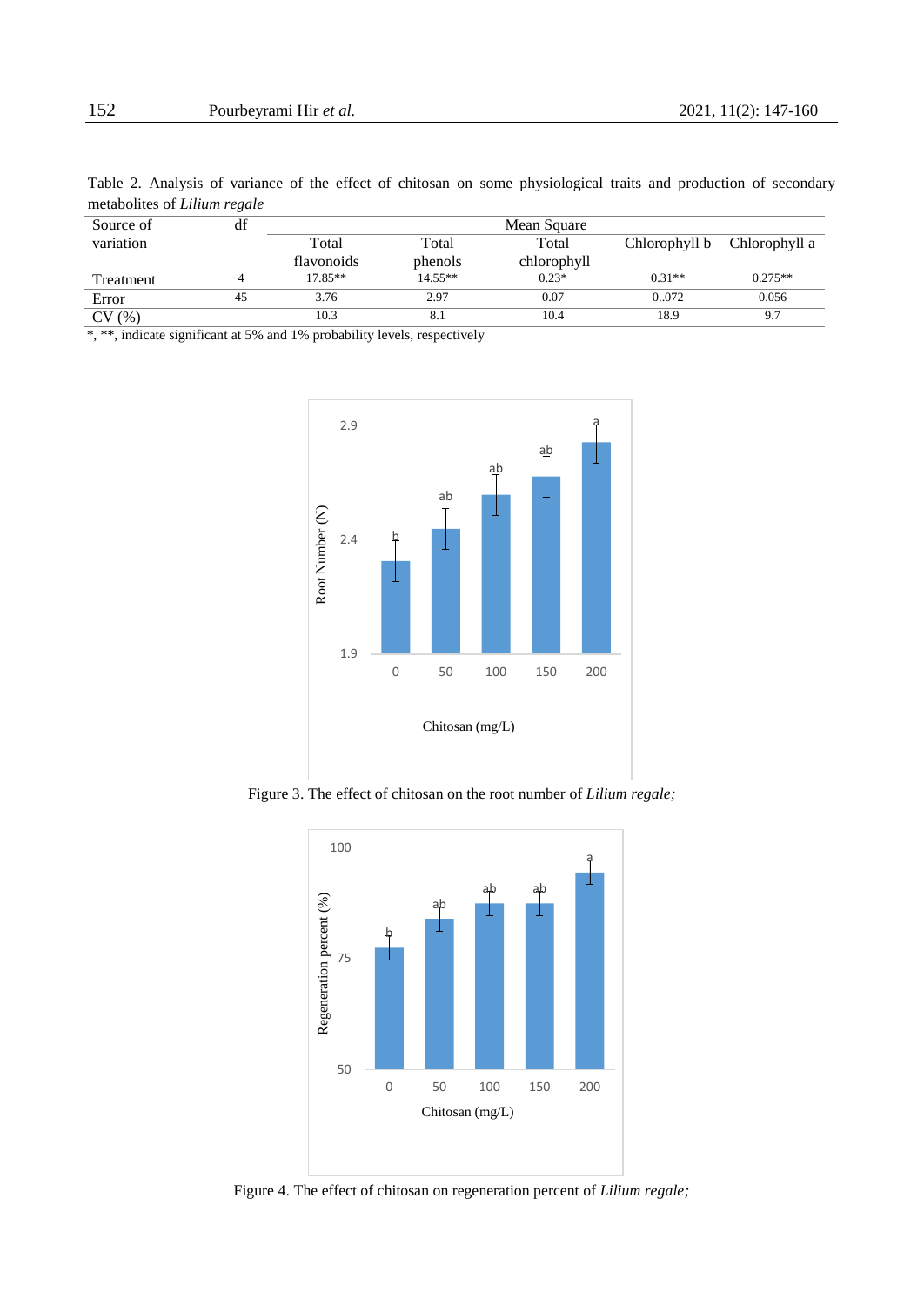Table 2. Analysis of variance of the effect of chitosan on some physiological traits and production of secondary metabolites of *Lilium regale*

| Source of variation | df | Mean Square | | | | |
|---|---|---|---|---|---|---|
| | | Total flavonoids | Total phenols | Total chlorophyll | Chlorophyll b | Chlorophyll a |
| Treatment | 4 | 17.85** | 14.55** | 0.23* | 0.31** | 0.275** |
| Error | 45 | 3.76 | 2.97 | 0.07 | 0..072 | 0.056 |
| CV (%) | | 10.3 | 8.1 | 10.4 | 18.9 | 9.7 |

*, **, indicate significant at 5% and 1% probability levels, respectively

Figure 3. The effect of chitosan on the root number of *Lilium regale;*

Figure 4. The effect of chitosan on regeneration percent of *Lilium regale;*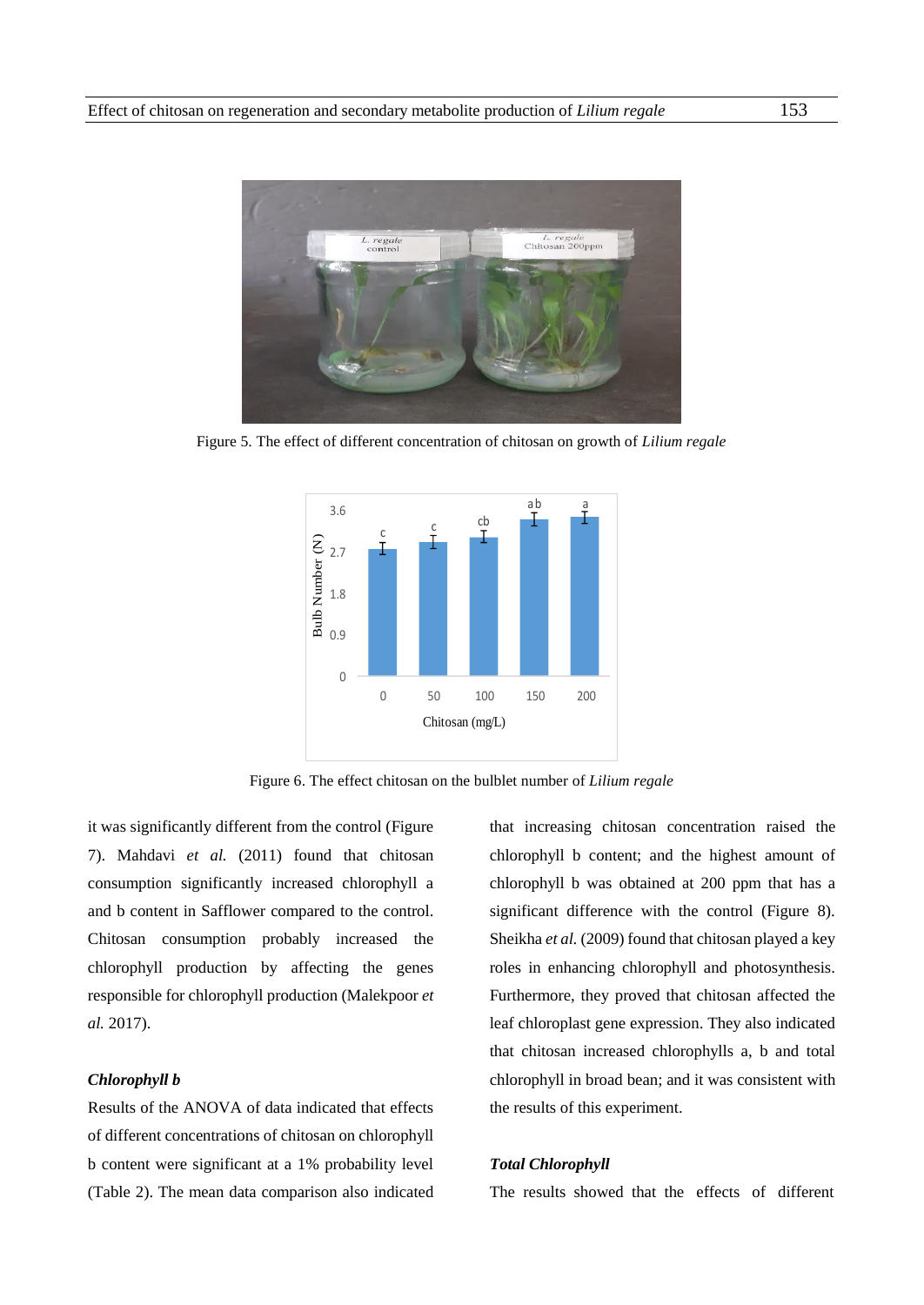Figure 5. The effect of different concentration of chitosan on growth of *Lilium regale*

Figure 6. The effect chitosan on the bulblet number of *Lilium regale*

it was significantly different from the control (Figure 7). Mahdavi *et al.* (2011) found that chitosan consumption significantly increased chlorophyll a and b content in Safflower compared to the control. Chitosan consumption probably increased the chlorophyll production by affecting the genes responsible for chlorophyll production (Malekpoor *et al.* 2017).

***Chlorophyll b***

Results of the ANOVA of data indicated that effects of different concentrations of chitosan on chlorophyll b content were significant at a 1% probability level (Table 2). The mean data comparison also indicated that increasing chitosan concentration raised the chlorophyll b content; and the highest amount of chlorophyll b was obtained at 200 ppm that has a significant difference with the control (Figure 8). Sheikha *et al.* (2009) found that chitosan played a key roles in enhancing chlorophyll and photosynthesis. Furthermore, they proved that chitosan affected the leaf chloroplast gene expression. They also indicated that chitosan increased chlorophylls a, b and total chlorophyll in broad bean; and it was consistent with the results of this experiment.

***Total Chlorophyll***

The results showed that the effects of different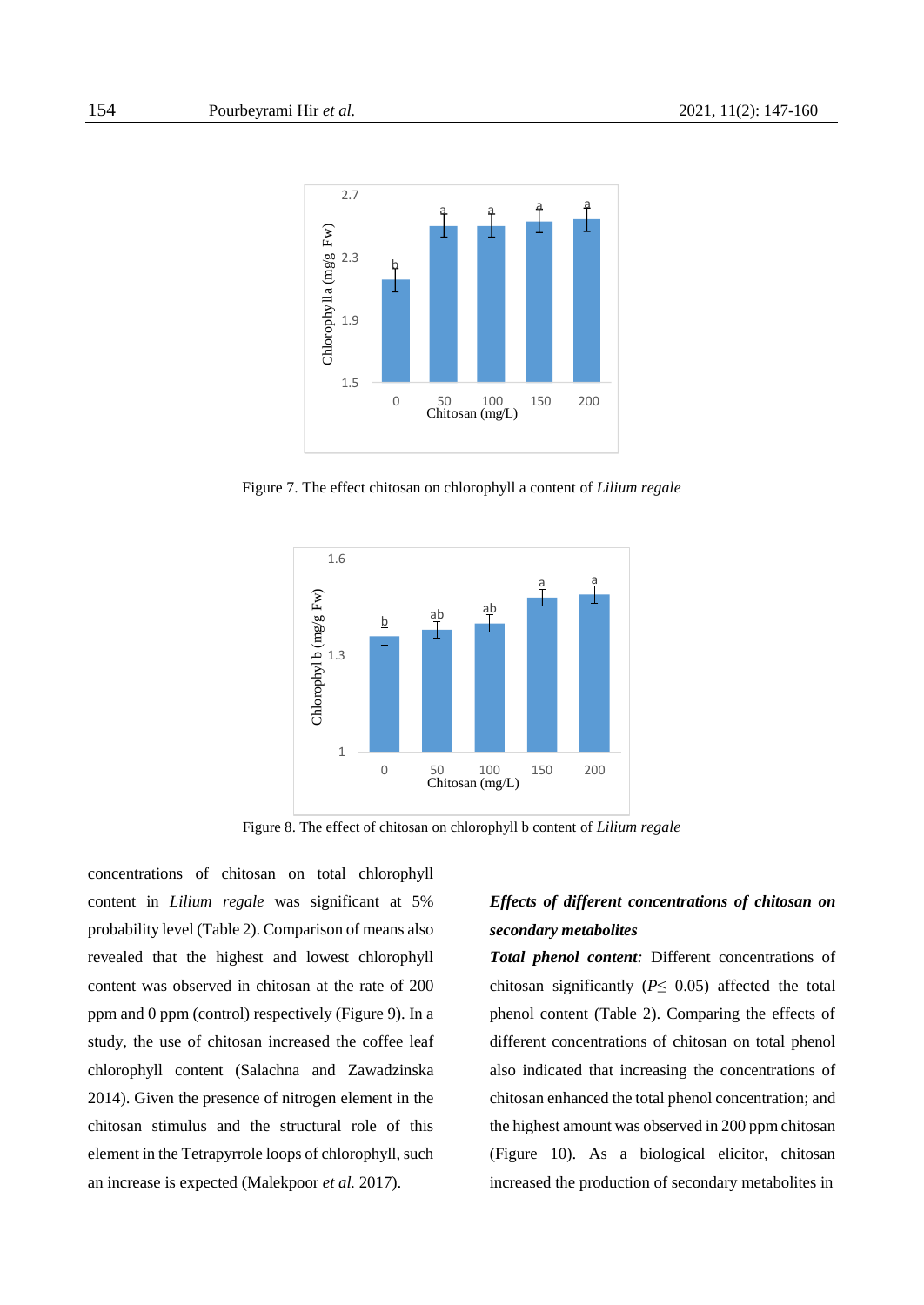Figure 7. The effect chitosan on chlorophyll a content of *Lilium regale*

Figure 8. The effect of chitosan on chlorophyll b content of *Lilium regale*

concentrations of chitosan on total chlorophyll content in *Lilium regale* was significant at 5% probability level (Table 2). Comparison of means also revealed that the highest and lowest chlorophyll content was observed in chitosan at the rate of 200 ppm and 0 ppm (control) respectively (Figure 9). In a study, the use of chitosan increased the coffee leaf chlorophyll content (Salachna and Zawadzinska 2014). Given the presence of nitrogen element in the chitosan stimulus and the structural role of this element in the Tetrapyrrole loops of chlorophyll, such an increase is expected (Malekpoor *et al.* 2017).

***Effects of different concentrations of chitosan on secondary metabolites***

***Total phenol content:*** Different concentrations of chitosan significantly ($P \leq 0.05$) affected the total phenol content (Table 2). Comparing the effects of different concentrations of chitosan on total phenol also indicated that increasing the concentrations of chitosan enhanced the total phenol concentration; and the highest amount was observed in 200 ppm chitosan (Figure 10). As a biological elicitor, chitosan increased the production of secondary metabolites in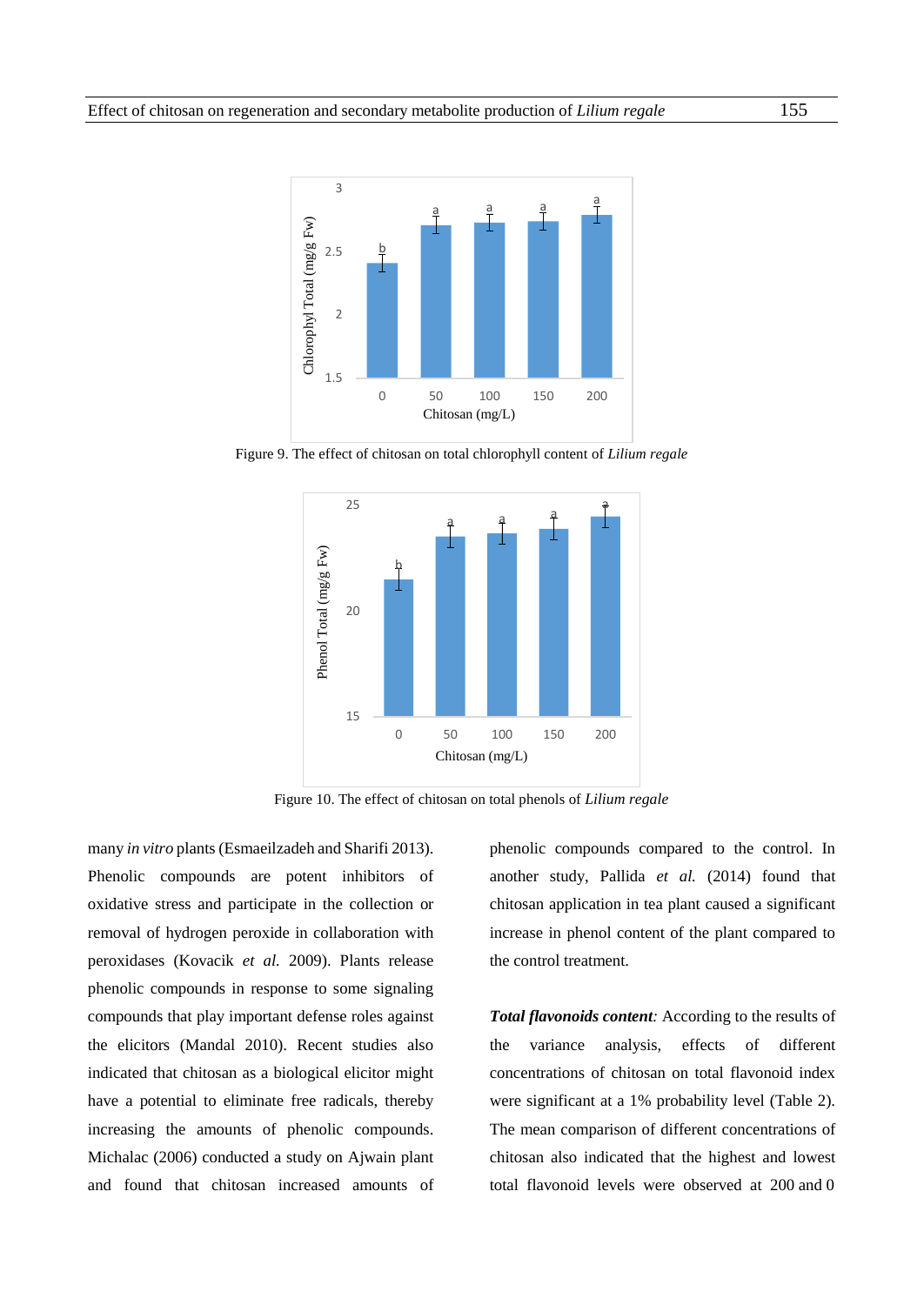Figure 9. The effect of chitosan on total chlorophyll content of *Lilium regale*

Figure 10. The effect of chitosan on total phenols of *Lilium regale*

many *in vitro* plants (Esmaeilzadeh and Sharifi 2013). Phenolic compounds are potent inhibitors of oxidative stress and participate in the collection or removal of hydrogen peroxide in collaboration with peroxidases (Kovacik *et al.* 2009). Plants release phenolic compounds in response to some signaling compounds that play important defense roles against the elicitors (Mandal 2010). Recent studies also indicated that chitosan as a biological elicitor might have a potential to eliminate free radicals, thereby increasing the amounts of phenolic compounds. Michalac (2006) conducted a study on Ajwain plant and found that chitosan increased amounts of phenolic compounds compared to the control. In another study, Pallida *et al.* (2014) found that chitosan application in tea plant caused a significant increase in phenol content of the plant compared to the control treatment.

***Total flavonoids content**:* According to the results of the variance analysis, effects of different concentrations of chitosan on total flavonoid index were significant at a 1% probability level (Table 2). The mean comparison of different concentrations of chitosan also indicated that the highest and lowest total flavonoid levels were observed at 200 and 0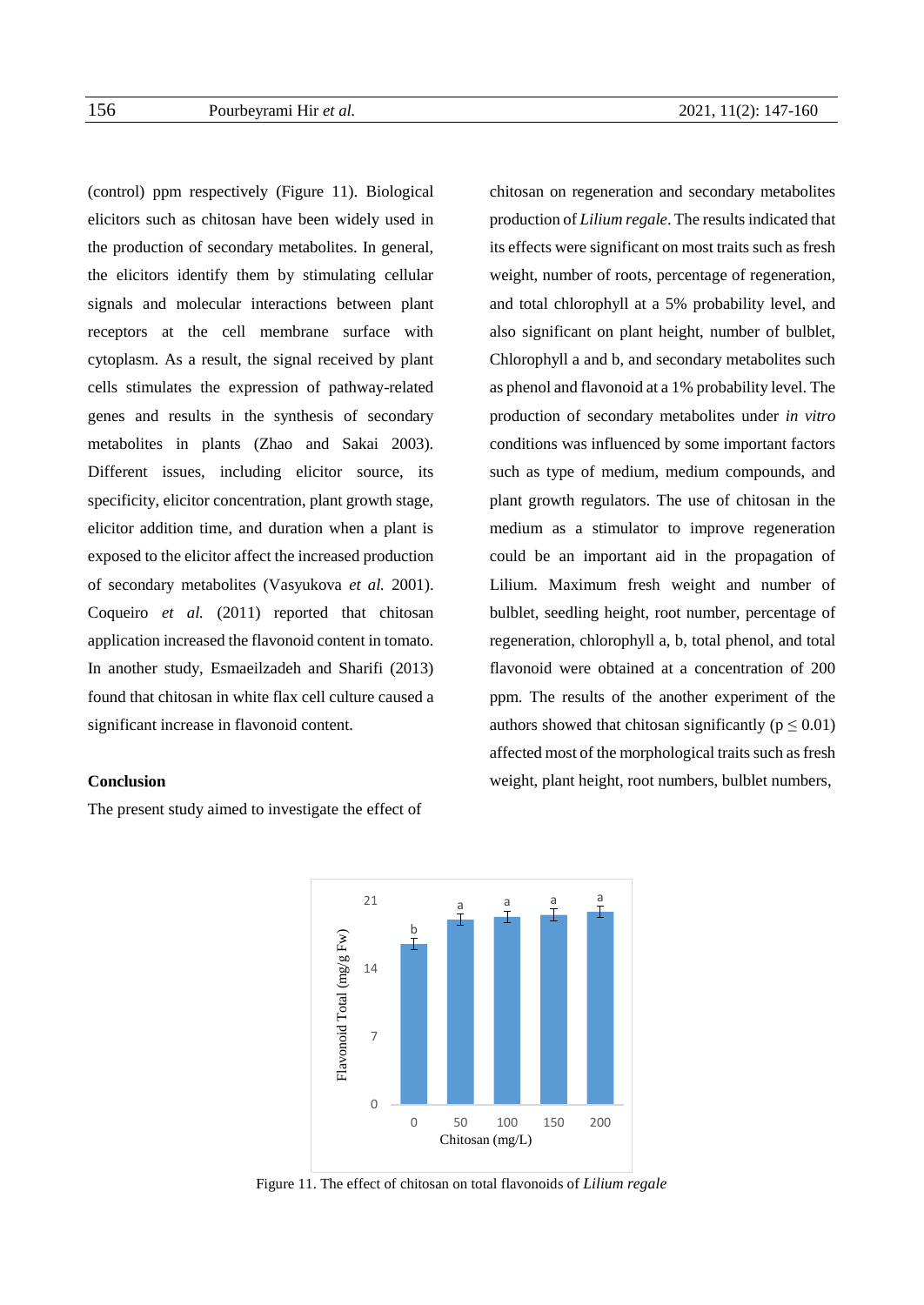(control) ppm respectively (Figure 11). Biological elicitors such as chitosan have been widely used in the production of secondary metabolites. In general, the elicitors identify them by stimulating cellular signals and molecular interactions between plant receptors at the cell membrane surface with cytoplasm. As a result, the signal received by plant cells stimulates the expression of pathway-related genes and results in the synthesis of secondary metabolites in plants (Zhao and Sakai 2003). Different issues, including elicitor source, its specificity, elicitor concentration, plant growth stage, elicitor addition time, and duration when a plant is exposed to the elicitor affect the increased production of secondary metabolites (Vasyukova *et al.* 2001). Coqueiro *et al.* (2011) reported that chitosan application increased the flavonoid content in tomato. In another study, Esmaeilzadeh and Sharifi (2013) found that chitosan in white flax cell culture caused a significant increase in flavonoid content.

## Conclusion

The present study aimed to investigate the effect of chitosan on regeneration and secondary metabolites production of *Lilium regale*. The results indicated that its effects were significant on most traits such as fresh weight, number of roots, percentage of regeneration, and total chlorophyll at a 5% probability level, and also significant on plant height, number of bulblet, Chlorophyll a and b, and secondary metabolites such as phenol and flavonoid at a 1% probability level. The production of secondary metabolites under *in vitro* conditions was influenced by some important factors such as type of medium, medium compounds, and plant growth regulators. The use of chitosan in the medium as a stimulator to improve regeneration could be an important aid in the propagation of Lilium. Maximum fresh weight and number of bulblet, seedling height, root number, percentage of regeneration, chlorophyll a, b, total phenol, and total flavonoid were obtained at a concentration of 200 ppm. The results of the another experiment of the authors showed that chitosan significantly ($p \leq 0.01$) affected most of the morphological traits such as fresh weight, plant height, root numbers, bulblet numbers,

Figure 11. The effect of chitosan on total flavonoids of *Lilium regale*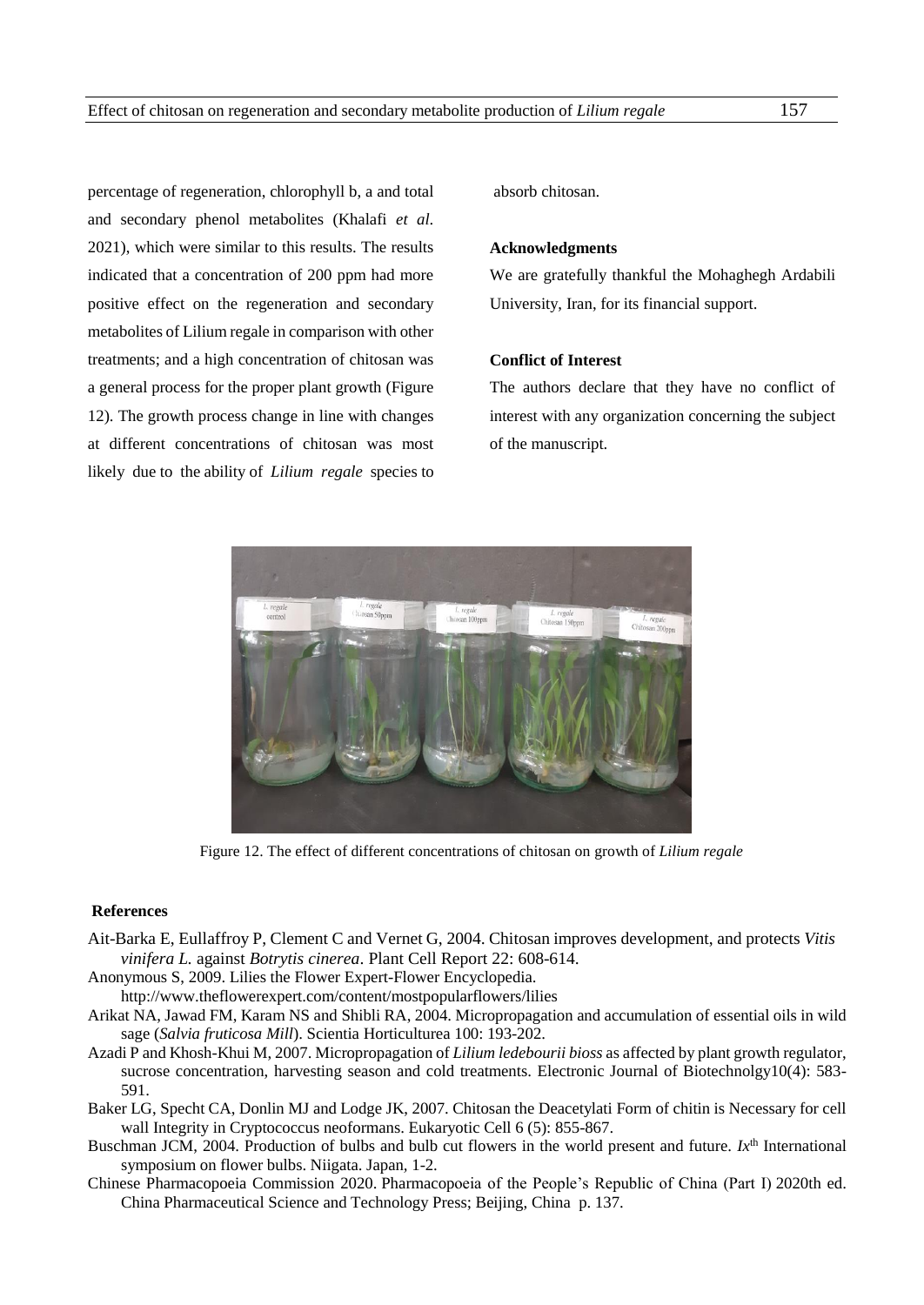percentage of regeneration, chlorophyll b, a and total and secondary phenol metabolites (Khalafi *et al.* 2021), which were similar to this results. The results indicated that a concentration of 200 ppm had more positive effect on the regeneration and secondary metabolites of Lilium regale in comparison with other treatments; and a high concentration of chitosan was a general process for the proper plant growth (Figure 12). The growth process change in line with changes at different concentrations of chitosan was most likely due to the ability of *Lilium regale* species to absorb chitosan.

### Acknowledgments

We are gratefully thankful the Mohaghegh Ardabili University, Iran, for its financial support.

### Conflict of Interest

The authors declare that they have no conflict of interest with any organization concerning the subject of the manuscript.

Figure 12. The effect of different concentrations of chitosan on growth of *Lilium regale*

### References

Ait-Barka E, Eullaffroy P, Clement C and Vernet G, 2004. Chitosan improves development, and protects *Vitis vinifera L.* against *Botrytis cinerea*. Plant Cell Report 22: 608-614.

Anonymous S, 2009. Lilies the Flower Expert-Flower Encyclopedia. http://www.theflowerexpert.com/content/mostpopularflowers/lilies

Arikat NA, Jawad FM, Karam NS and Shibli RA, 2004. Micropropagation and accumulation of essential oils in wild sage (*Salvia fruticosa Mill*). Scientia Horticulturea 100: 193-202.

Azadi P and Khosh-Khui M, 2007. Micropropagation of *Lilium ledebourii bioss* as affected by plant growth regulator, sucrose concentration, harvesting season and cold treatments. Electronic Journal of Biotechnolgy10(4): 583-591.

Baker LG, Specht CA, Donlin MJ and Lodge JK, 2007. Chitosan the Deacetylati Form of chitin is Necessary for cell wall Integrity in Cryptococcus neoformans. Eukaryotic Cell 6 (5): 855-867.

Buschman JCM, 2004. Production of bulbs and bulb cut flowers in the world present and future. *Ix*th International symposium on flower bulbs. Niigata. Japan, 1-2.

Chinese Pharmacopoeia Commission 2020. Pharmacopoeia of the People's Republic of China (Part I) 2020th ed. China Pharmaceutical Science and Technology Press; Beijing, China p. 137.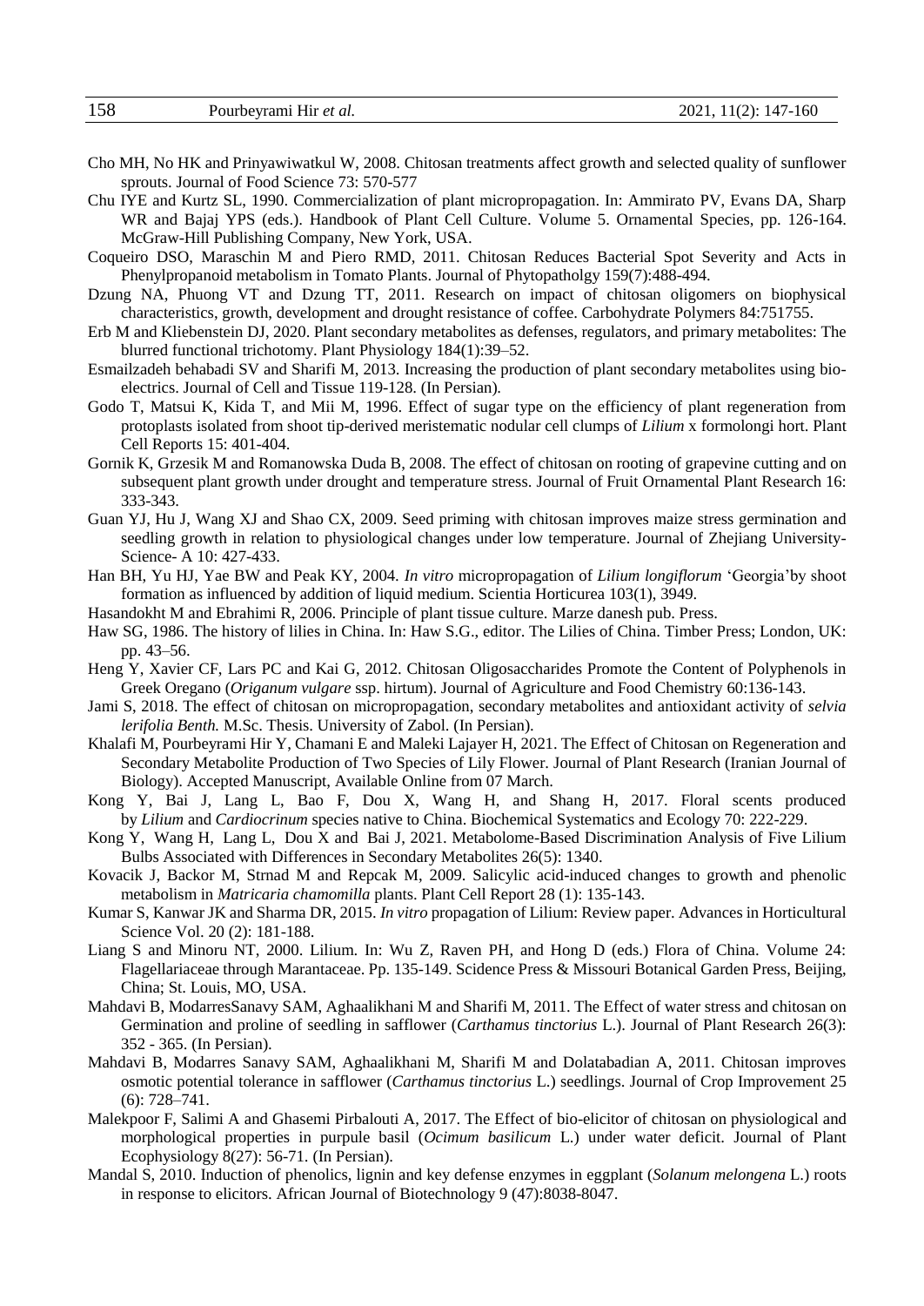Cho MH, No HK and Prinyawiwatkul W, 2008. Chitosan treatments affect growth and selected quality of sunflower sprouts. Journal of Food Science 73: 570-577

Chu IYE and Kurtz SL, 1990. Commercialization of plant micropropagation. In: Ammirato PV, Evans DA, Sharp WR and Bajaj YPS (eds.). Handbook of Plant Cell Culture. Volume 5. Ornamental Species, pp. 126-164. McGraw-Hill Publishing Company, New York, USA.

Coqueiro DSO, Maraschin M and Piero RMD, 2011. Chitosan Reduces Bacterial Spot Severity and Acts in Phenylpropanoid metabolism in Tomato Plants. Journal of Phytopatholgy 159(7):488-494.

Dzung NA, Phuong VT and Dzung TT, 2011. Research on impact of chitosan oligomers on biophysical characteristics, growth, development and drought resistance of coffee. Carbohydrate Polymers 84:751755.

Erb M and Kliebenstein DJ, 2020. Plant secondary metabolites as defenses, regulators, and primary metabolites: The blurred functional trichotomy. Plant Physiology 184(1):39–52.

Esmailzadeh behabadi SV and Sharifi M, 2013. Increasing the production of plant secondary metabolites using bio-electrics. Journal of Cell and Tissue 119-128. (In Persian).

Godo T, Matsui K, Kida T, and Mii M, 1996. Effect of sugar type on the efficiency of plant regeneration from protoplasts isolated from shoot tip-derived meristematic nodular cell clumps of *Lilium* x formolongi hort. Plant Cell Reports 15: 401-404.

Gornik K, Grzesik M and Romanowska Duda B, 2008. The effect of chitosan on rooting of grapevine cutting and on subsequent plant growth under drought and temperature stress. Journal of Fruit Ornamental Plant Research 16: 333-343.

Guan YJ, Hu J, Wang XJ and Shao CX, 2009. Seed priming with chitosan improves maize stress germination and seedling growth in relation to physiological changes under low temperature. Journal of Zhejiang University-Science- A 10: 427-433.

Han BH, Yu HJ, Yae BW and Peak KY, 2004. *In vitro* micropropagation of *Lilium longiflorum* 'Georgia'by shoot formation as influenced by addition of liquid medium. Scientia Horticurea 103(1), 3949.

Hasandokht M and Ebrahimi R, 2006. Principle of plant tissue culture. Marze danesh pub. Press.

Haw SG, 1986. The history of lilies in China. In: Haw S.G., editor. The Lilies of China. Timber Press; London, UK: pp. 43–56.

Heng Y, Xavier CF, Lars PC and Kai G, 2012. Chitosan Oligosaccharides Promote the Content of Polyphenols in Greek Oregano (*Origanum vulgare* ssp. hirtum). Journal of Agriculture and Food Chemistry 60:136-143.

Jami S, 2018. The effect of chitosan on micropropagation, secondary metabolites and antioxidant activity of *selvia lerifolia Benth.* M.Sc. Thesis. University of Zabol. (In Persian).

Khalafi M, Pourbeyrami Hir Y, Chamani E and Maleki Lajayer H, 2021. The Effect of Chitosan on Regeneration and Secondary Metabolite Production of Two Species of Lily Flower. Journal of Plant Research (Iranian Journal of Biology). Accepted Manuscript, Available Online from 07 March.

Kong Y, Bai J, Lang L, Bao F, Dou X, Wang H, and Shang H, 2017. Floral scents produced by *Lilium* and *Cardiocrinum* species native to China. Biochemical Systematics and Ecology 70: 222-229.

Kong Y, Wang H, Lang L, Dou X and Bai J, 2021. Metabolome-Based Discrimination Analysis of Five Lilium Bulbs Associated with Differences in Secondary Metabolites 26(5): 1340.

Kovacik J, Backor M, Strnad M and Repcak M, 2009. Salicylic acid-induced changes to growth and phenolic metabolism in *Matricaria chamomilla* plants. Plant Cell Report 28 (1): 135-143.

Kumar S, Kanwar JK and Sharma DR, 2015. *In vitro* propagation of Lilium: Review paper. Advances in Horticultural Science Vol. 20 (2): 181-188.

Liang S and Minoru NT, 2000. Lilium. In: Wu Z, Raven PH, and Hong D (eds.) Flora of China. Volume 24: Flagellariaceae through Marantaceae. Pp. 135-149. Scidence Press & Missouri Botanical Garden Press, Beijing, China; St. Louis, MO, USA.

Mahdavi B, ModarresSanavy SAM, Aghaalikhani M and Sharifi M, 2011. The Effect of water stress and chitosan on Germination and proline of seedling in safflower (*Carthamus tinctorius* L.). Journal of Plant Research 26(3): 352 - 365. (In Persian).

Mahdavi B, Modarres Sanavy SAM, Aghaalikhani M, Sharifi M and Dolatabadian A, 2011. Chitosan improves osmotic potential tolerance in safflower (*Carthamus tinctorius* L.) seedlings. Journal of Crop Improvement 25 (6): 728–741.

Malekpoor F, Salimi A and Ghasemi Pirbalouti A, 2017. The Effect of bio-elicitor of chitosan on physiological and morphological properties in purpule basil (*Ocimum basilicum* L.) under water deficit. Journal of Plant Ecophysiology 8(27): 56-71. (In Persian).

Mandal S, 2010. Induction of phenolics, lignin and key defense enzymes in eggplant (*Solanum melongena* L.) roots in response to elicitors. African Journal of Biotechnology 9 (47):8038-8047.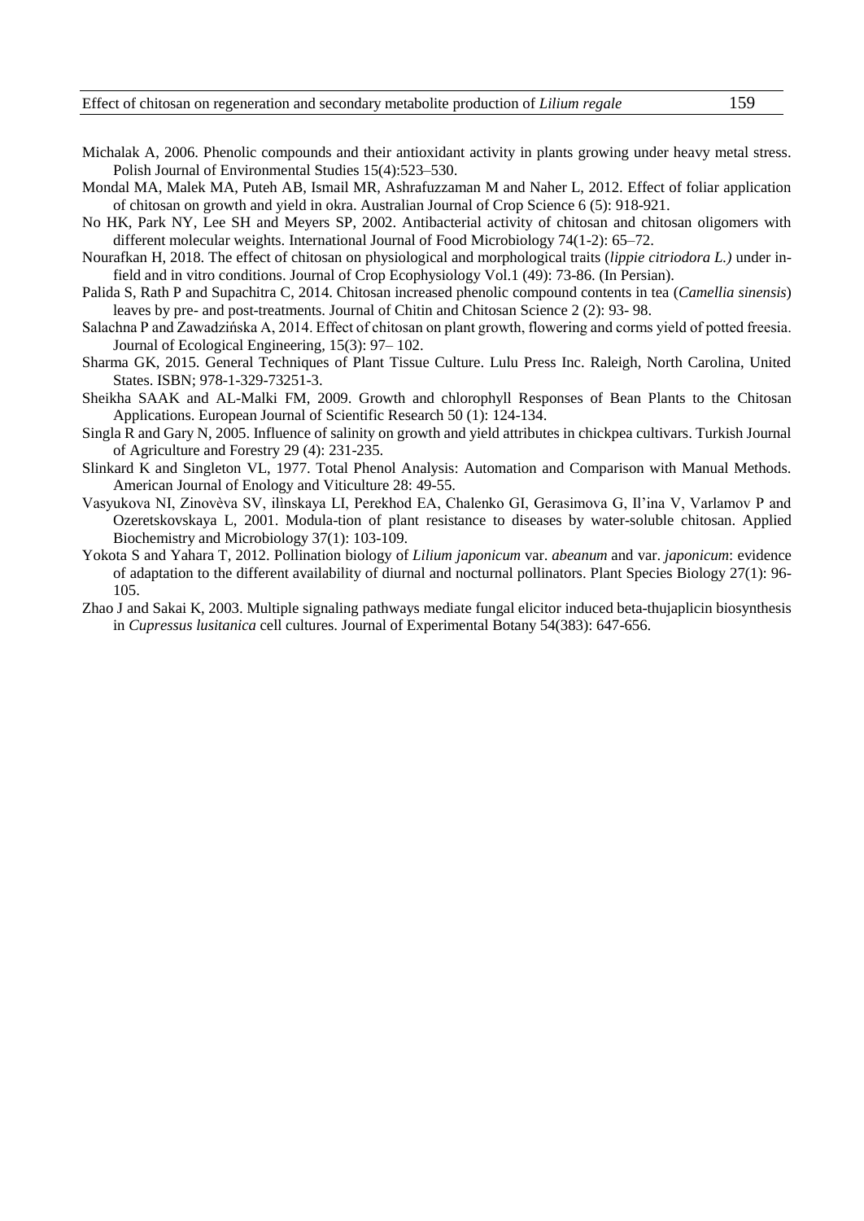Michalak A, 2006. Phenolic compounds and their antioxidant activity in plants growing under heavy metal stress. Polish Journal of Environmental Studies 15(4):523–530.

Mondal MA, Malek MA, Puteh AB, Ismail MR, Ashrafuzzaman M and Naher L, 2012. Effect of foliar application of chitosan on growth and yield in okra. Australian Journal of Crop Science 6 (5): 918-921.

No HK, Park NY, Lee SH and Meyers SP, 2002. Antibacterial activity of chitosan and chitosan oligomers with different molecular weights. International Journal of Food Microbiology 74(1-2): 65–72.

Nourafkan H, 2018. The effect of chitosan on physiological and morphological traits (*lippie citriodora L.)* under in-field and in vitro conditions. Journal of Crop Ecophysiology Vol.1 (49): 73-86. (In Persian).

Palida S, Rath P and Supachitra C, 2014. Chitosan increased phenolic compound contents in tea (*Camellia sinensis*) leaves by pre- and post-treatments. Journal of Chitin and Chitosan Science 2 (2): 93- 98.

Salachna P and Zawadzińska A, 2014. Effect of chitosan on plant growth, flowering and corms yield of potted freesia. Journal of Ecological Engineering, 15(3): 97– 102.

Sharma GK, 2015. General Techniques of Plant Tissue Culture. Lulu Press Inc. Raleigh, North Carolina, United States. ISBN; 978-1-329-73251-3.

Sheikha SAAK and AL-Malki FM, 2009. Growth and chlorophyll Responses of Bean Plants to the Chitosan Applications. European Journal of Scientific Research 50 (1): 124-134.

Singla R and Gary N, 2005. Influence of salinity on growth and yield attributes in chickpea cultivars. Turkish Journal of Agriculture and Forestry 29 (4): 231-235.

Slinkard K and Singleton VL, 1977. Total Phenol Analysis: Automation and Comparison with Manual Methods. American Journal of Enology and Viticulture 28: 49-55.

Vasyukova NI, Zinovèva SV, ilinskaya LI, Perekhod EA, Chalenko GI, Gerasimova G, Il'ina V, Varlamov P and Ozeretskovskaya L, 2001. Modula-tion of plant resistance to diseases by water-soluble chitosan. Applied Biochemistry and Microbiology 37(1): 103-109.

Yokota S and Yahara T, 2012. Pollination biology of *Lilium japonicum* var. *abeanum* and var. *japonicum*: evidence of adaptation to the different availability of diurnal and nocturnal pollinators. Plant Species Biology 27(1): 96-105.

Zhao J and Sakai K, 2003. Multiple signaling pathways mediate fungal elicitor induced beta-thujaplicin biosynthesis in *Cupressus lusitanica* cell cultures. Journal of Experimental Botany 54(383): 647-656.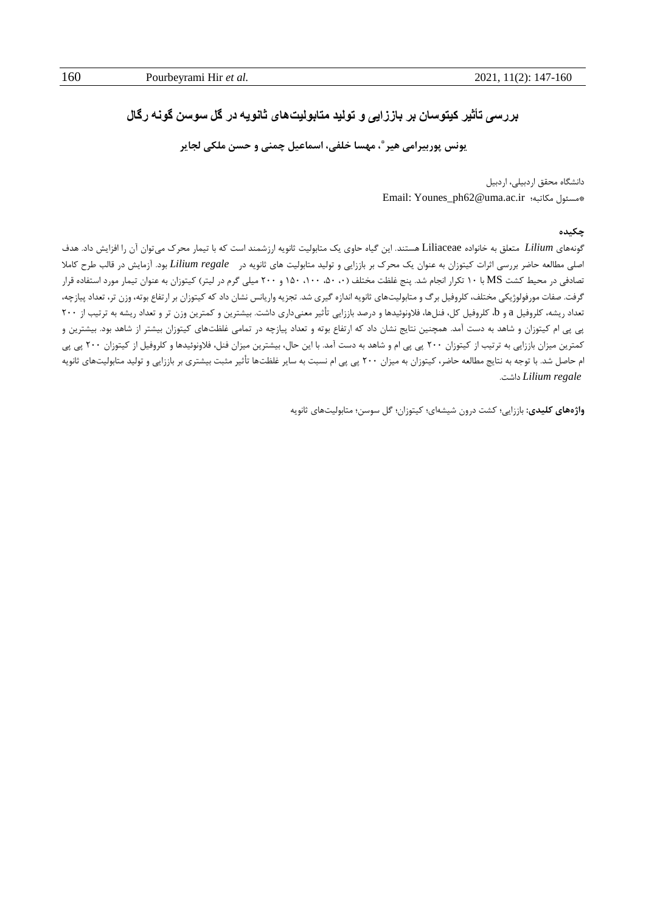# بررسی تأثیر کیتوسان بر باززایی و تولید متابولیت‌های ثانویه در گل سوسن گونه رگال

**یونس پوربیرامی هیر[*]، مهسا خلفی، اسماعیل چمنی و حسن ملکی لجایر**

دانشگاه محقق اردبیلی، اردبیل

*مسئول مکاتبه؛ Email: Younes_ph62@uma.ac.ir

### چکیده

گونه‌های *Lilium* متعلق به خانواده Liliaceae هستند. این گیاه حاوی یک متابولیت ثانویه ارزشمند است که با تیمار محرک می‌توان آن را افزایش داد. هدف اصلی مطالعه حاضر بررسی اثرات کیتوزان به عنوان یک محرک بر باززایی و تولید متابولیت های ثانویه در *Lilium regale* بود. آزمایش در قالب طرح کاملا تصادفی در محیط کشت MS با ۱۰ تکرار انجام شد. پنج غلظت مختلف (۰، ۵۰، ۱۰۰، ۱۵۰ و ۲۰۰ میلی گرم در لیتر) کیتوزان به عنوان تیمار مورد استفاده قرار گرفت. صفات مورفولوژیکی مختلف، کلروفیل برگ و متابولیت‌های ثانویه اندازه گیری شد. تجزیه واریانس نشان داد که کیتوزان بر ارتفاع بوته، وزن تر، تعداد پیازچه، تعداد ریشه، کلروفیل a و b، کلروفیل کل، فنل‌ها، فلاونوئیدها و درصد باززایی تأثیر معنی‌داری داشت. بیشترین و کمترین وزن تر و تعداد ریشه به ترتیب از ۲۰۰ پی پی ام کیتوزان و شاهد به دست آمد. همچنین نتایج نشان داد که ارتفاع بوته و تعداد پیازچه در تمامی غلظت‌های کیتوزان بیشتر از شاهد بود. بیشترین و کمترین میزان باززایی به ترتیب از کیتوزان ۲۰۰ پی پی ام و شاهد به دست آمد. با این حال، بیشترین میزان فنل، فلاونوئیدها و کلروفیل از کیتوزان ۲۰۰ پی پی ام حاصل شد. با توجه به نتایج مطالعه حاضر، کیتوزان به میزان ۲۰۰ پی پی ام نسبت به سایر غلظت‌ها تأثیر مثبت بیشتری بر باززایی و تولید متابولیت‌های ثانویه *Lilium regale* داشت.

**واژه‌های کلیدی:** باززایی؛ کشت درون شیشه‌ای؛ کیتوزان؛ گل سوسن؛ متابولیت‌های ثانویه